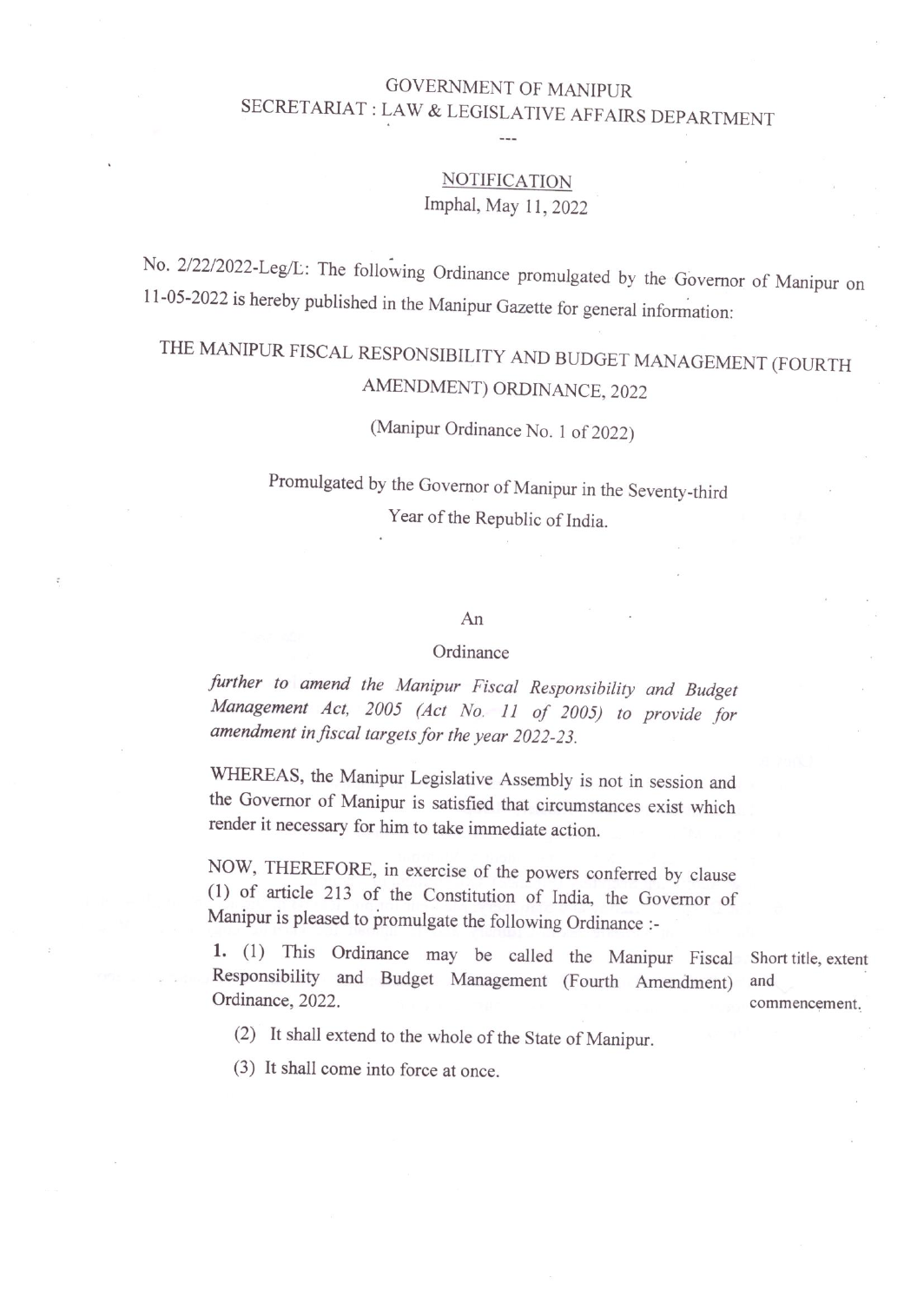GOVERNMENT OF MANIPUR

SECRETARIAT : LAW & LEGISLATIVE AFFAIRS DEPARTMENT

---

NOTIFICATION

Imphal, May 11, 2022

No. 2/22/2022-Leg/L: The following Ordinance promulgated by the Governor of Manipur on 11-05-2022 is hereby published in the Manipur Gazette for general information:

# THE MANIPUR FISCAL RESPONSIBILITY AND BUDGET MANAGEMENT (FOURTH AMENDMENT) ORDINANCE, 2022

(Manipur Ordinance No. 1 of 2022)

Promulgated by the Governor of Manipur in the Seventy-third Year of the Republic of India.

An

Ordinance

*further to amend the Manipur Fiscal Responsibility and Budget Management Act, 2005 (Act No. 11 of 2005) to provide for amendment in fiscal targets for the year 2022-23.*

WHEREAS, the Manipur Legislative Assembly is not in session and the Governor of Manipur is satisfied that circumstances exist which render it necessary for him to take immediate action.

NOW, THEREFORE, in exercise of the powers conferred by clause (1) of article 213 of the Constitution of India, the Governor of Manipur is pleased to promulgate the following Ordinance :-

Short title, extent and commencement.

**1.** (1) This Ordinance may be called the Manipur Fiscal Responsibility and Budget Management (Fourth Amendment) Ordinance, 2022.

(2) It shall extend to the whole of the State of Manipur.

(3) It shall come into force at once.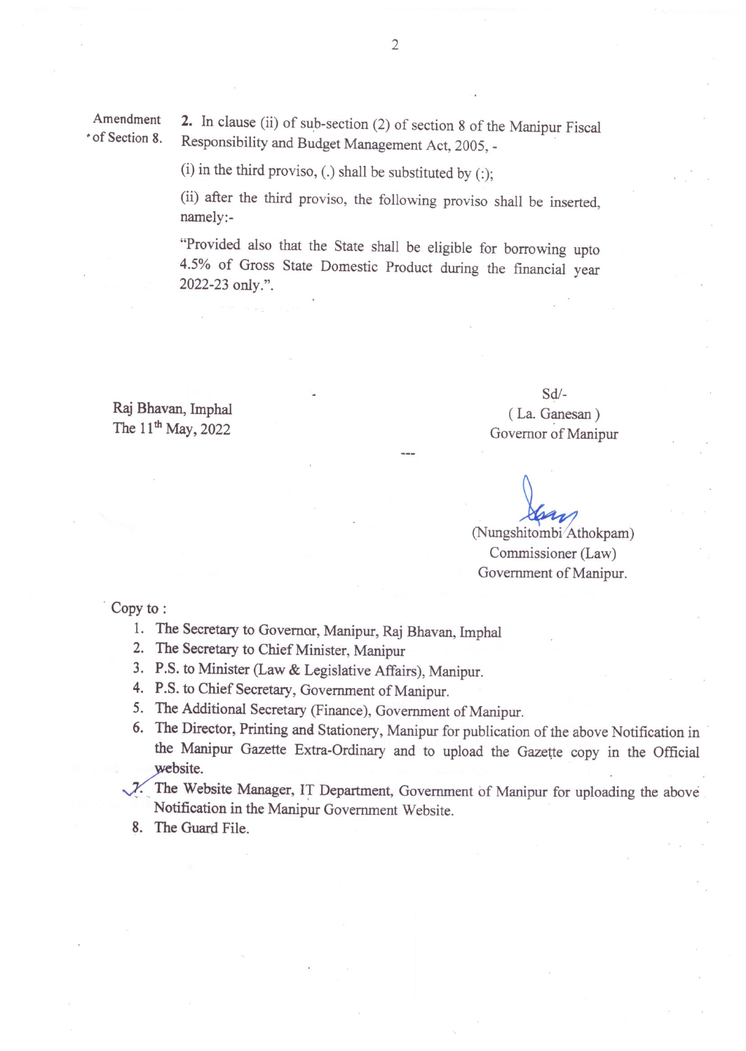Amendment of Section 8.

**2.** In clause (ii) of sub-section (2) of section 8 of the Manipur Fiscal Responsibility and Budget Management Act, 2005, -

(i) in the third proviso, (.) shall be substituted by (:);

(ii) after the third proviso, the following proviso shall be inserted, namely:-

"Provided also that the State shall be eligible for borrowing upto 4.5% of Gross State Domestic Product during the financial year 2022-23 only.".

Raj Bhavan, Imphal
The 11th May, 2022

Sd/-
( La. Ganesan )
Governor of Manipur

---

(Nungshitombi Athokpam)
Commissioner (Law)
Government of Manipur.

Copy to :

1. The Secretary to Governor, Manipur, Raj Bhavan, Imphal
2. The Secretary to Chief Minister, Manipur
3. P.S. to Minister (Law & Legislative Affairs), Manipur.
4. P.S. to Chief Secretary, Government of Manipur.
5. The Additional Secretary (Finance), Government of Manipur.
6. The Director, Printing and Stationery, Manipur for publication of the above Notification in the Manipur Gazette Extra-Ordinary and to upload the Gazette copy in the Official website.
7. The Website Manager, IT Department, Government of Manipur for uploading the above Notification in the Manipur Government Website.
8. The Guard File.